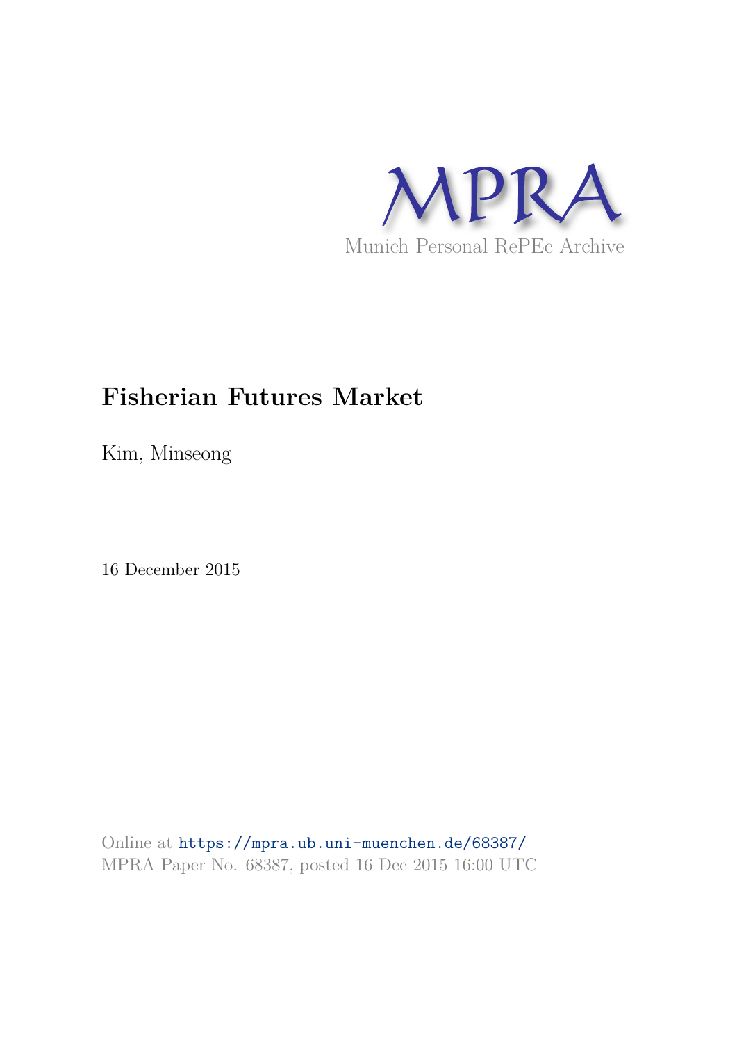MPRA

Munich Personal RePEc Archive

# Fisherian Futures Market

Kim, Minseong

16 December 2015

Online at https://mpra.ub.uni-muenchen.de/68387/
MPRA Paper No. 68387, posted 16 Dec 2015 16:00 UTC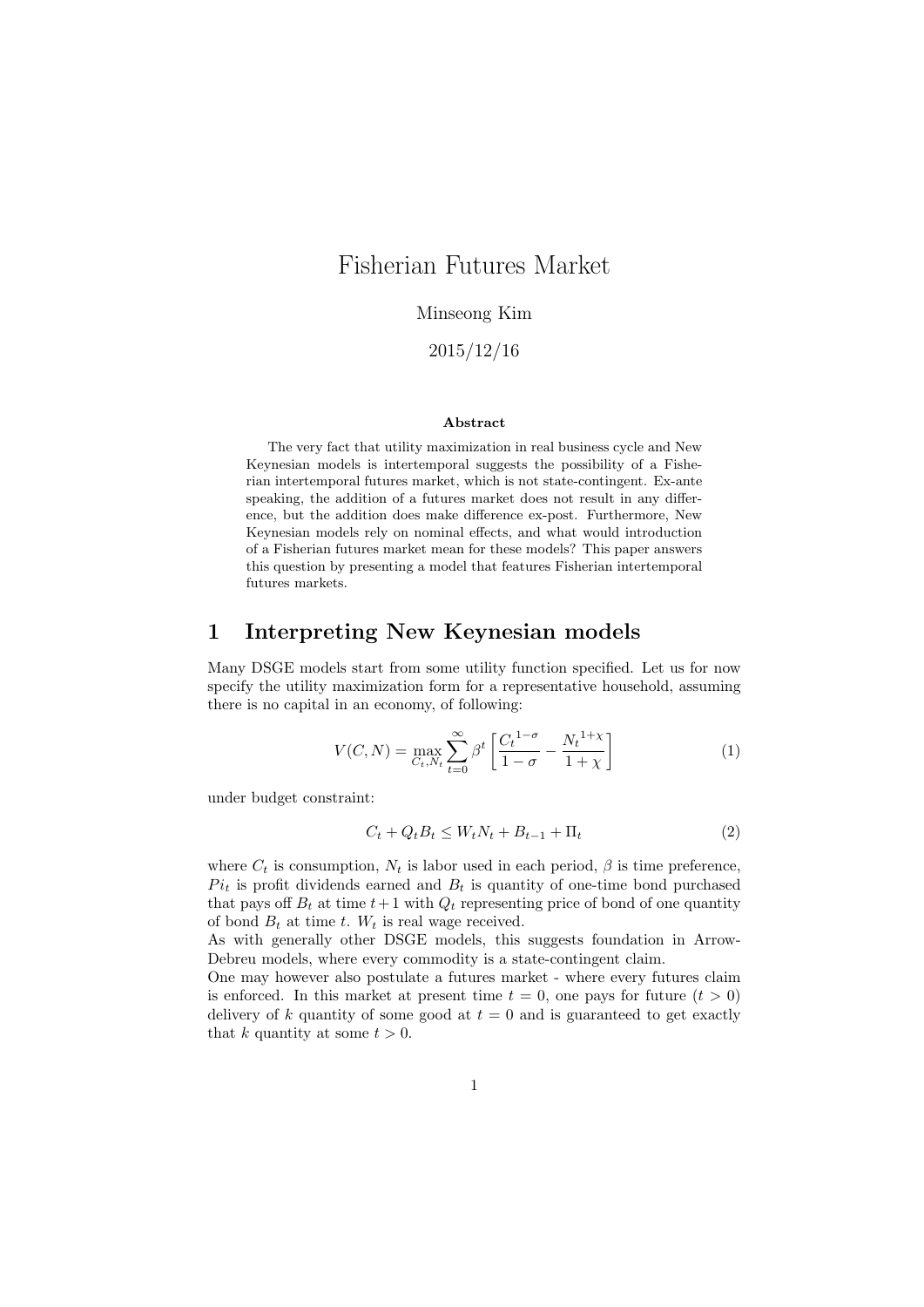# Fisherian Futures Market

Minseong Kim

2015/12/16

**Abstract**

The very fact that utility maximization in real business cycle and New Keynesian models is intertemporal suggests the possibility of a Fisherian intertemporal futures market, which is not state-contingent. Ex-ante speaking, the addition of a futures market does not result in any difference, but the addition does make difference ex-post. Furthermore, New Keynesian models rely on nominal effects, and what would introduction of a Fisherian futures market mean for these models? This paper answers this question by presenting a model that features Fisherian intertemporal futures markets.

## 1 Interpreting New Keynesian models

Many DSGE models start from some utility function specified. Let us for now specify the utility maximization form for a representative household, assuming there is no capital in an economy, of following:

$$V(C,N) = \max_{C_t, N_t} \sum_{t=0}^{\infty} \beta^t \left[ \frac{{C_t}^{1-\sigma}}{1-\sigma} - \frac{{N_t}^{1+\chi}}{1+\chi} \right] \tag{1}$$

under budget constraint:

$$C_t + Q_t B_t \leq W_t N_t + B_{t-1} + \Pi_t \tag{2}$$

where $C_t$ is consumption, $N_t$ is labor used in each period, $\beta$ is time preference, $Pi_t$ is profit dividends earned and $B_t$ is quantity of one-time bond purchased that pays off $B_t$ at time $t+1$ with $Q_t$ representing price of bond of one quantity of bond $B_t$ at time $t$. $W_t$ is real wage received.

As with generally other DSGE models, this suggests foundation in Arrow-Debreu models, where every commodity is a state-contingent claim.

One may however also postulate a futures market - where every futures claim is enforced. In this market at present time $t = 0$, one pays for future ($t > 0$) delivery of $k$ quantity of some good at $t = 0$ and is guaranteed to get exactly that $k$ quantity at some $t > 0$.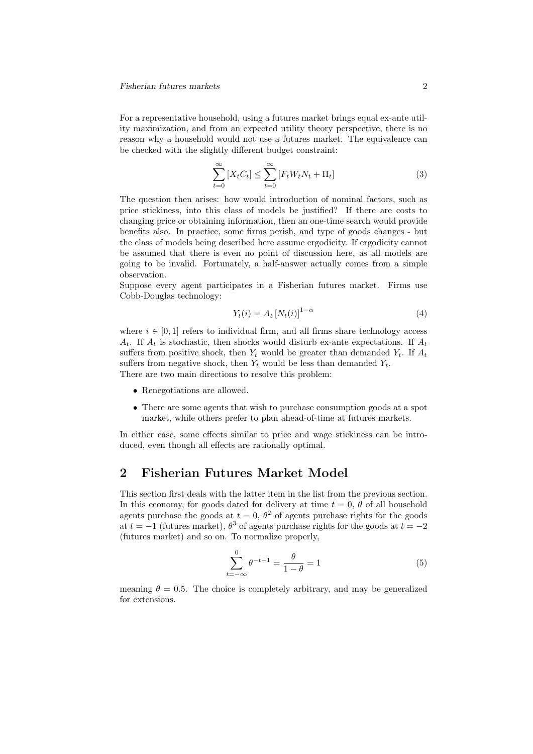For a representative household, using a futures market brings equal ex-ante utility maximization, and from an expected utility theory perspective, there is no reason why a household would not use a futures market. The equivalence can be checked with the slightly different budget constraint:

$$\sum_{t=0}^{\infty} [X_t C_t] \leq \sum_{t=0}^{\infty} [F_t W_t N_t + \Pi_t] \tag{3}$$

The question then arises: how would introduction of nominal factors, such as price stickiness, into this class of models be justified? If there are costs to changing price or obtaining information, then an one-time search would provide benefits also. In practice, some firms perish, and type of goods changes - but the class of models being described here assume ergodicity. If ergodicity cannot be assumed that there is even no point of discussion here, as all models are going to be invalid. Fortunately, a half-answer actually comes from a simple observation.

Suppose every agent participates in a Fisherian futures market. Firms use Cobb-Douglas technology:

$$Y_t(i) = A_t \left[N_t(i)\right]^{1-\alpha} \tag{4}$$

where $i \in [0, 1]$ refers to individual firm, and all firms share technology access $A_t$. If $A_t$ is stochastic, then shocks would disturb ex-ante expectations. If $A_t$ suffers from positive shock, then $Y_t$ would be greater than demanded $Y_t$. If $A_t$ suffers from negative shock, then $Y_t$ would be less than demanded $Y_t$.

There are two main directions to resolve this problem:

- Renegotiations are allowed.
- There are some agents that wish to purchase consumption goods at a spot market, while others prefer to plan ahead-of-time at futures markets.

In either case, some effects similar to price and wage stickiness can be introduced, even though all effects are rationally optimal.

## 2 Fisherian Futures Market Model

This section first deals with the latter item in the list from the previous section. In this economy, for goods dated for delivery at time $t = 0$, $\theta$ of all household agents purchase the goods at $t = 0$, $\theta^2$ of agents purchase rights for the goods at $t = -1$ (futures market), $\theta^3$ of agents purchase rights for the goods at $t = -2$ (futures market) and so on. To normalize properly,

$$\sum_{t=-\infty}^{0} \theta^{-t+1} = \frac{\theta}{1-\theta} = 1 \tag{5}$$

meaning $\theta = 0.5$. The choice is completely arbitrary, and may be generalized for extensions.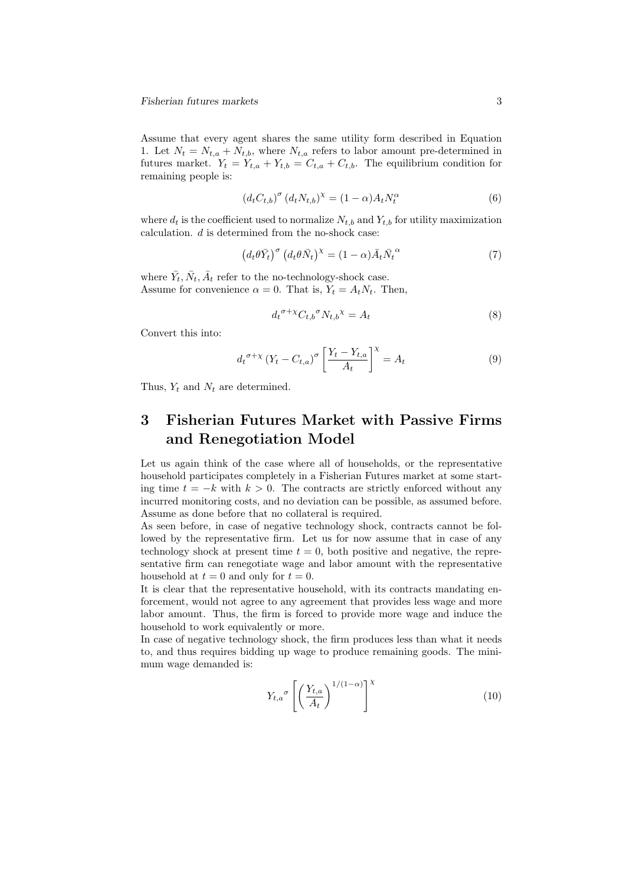Assume that every agent shares the same utility form described in Equation 1. Let $N_t = N_{t,a} + N_{t,b}$, where $N_{t,a}$ refers to labor amount pre-determined in futures market. $Y_t = Y_{t,a} + Y_{t,b} = C_{t,a} + C_{t,b}$. The equilibrium condition for remaining people is:

$$(d_t C_{t,b})^{\sigma} (d_t N_{t,b})^{\chi} = (1-\alpha) A_t N_t^{\alpha} \tag{6}$$

where $d_t$ is the coefficient used to normalize $N_{t,b}$ and $Y_{t,b}$ for utility maximization calculation. $d$ is determined from the no-shock case:

$$\left(d_t \theta \bar{Y}_t\right)^{\sigma} \left(d_t \theta \bar{N}_t\right)^{\chi} = (1-\alpha) \bar{A}_t {\bar{N}_t}^{\alpha} \tag{7}$$

where $\bar{Y}_t, \bar{N}_t, \bar{A}_t$ refer to the no-technology-shock case.
Assume for convenience $\alpha = 0$. That is, $Y_t = A_t N_t$. Then,

$$ {d_t}^{\sigma+\chi} {C_{t,b}}^{\sigma} {N_{t,b}}^{\chi} = A_t \tag{8}$$

Convert this into:

$$ {d_t}^{\sigma+\chi} \left(Y_t - C_{t,a}\right)^{\sigma} \left[\frac{Y_t - Y_{t,a}}{A_t}\right]^{\chi} = A_t \tag{9}$$

Thus, $Y_t$ and $N_t$ are determined.

# 3 Fisherian Futures Market with Passive Firms and Renegotiation Model

Let us again think of the case where all of households, or the representative household participates completely in a Fisherian Futures market at some starting time $t = -k$ with $k > 0$. The contracts are strictly enforced without any incurred monitoring costs, and no deviation can be possible, as assumed before. Assume as done before that no collateral is required.

As seen before, in case of negative technology shock, contracts cannot be followed by the representative firm. Let us for now assume that in case of any technology shock at present time $t = 0$, both positive and negative, the representative firm can renegotiate wage and labor amount with the representative household at $t = 0$ and only for $t = 0$.

It is clear that the representative household, with its contracts mandating enforcement, would not agree to any agreement that provides less wage and more labor amount. Thus, the firm is forced to provide more wage and induce the household to work equivalently or more.

In case of negative technology shock, the firm produces less than what it needs to, and thus requires bidding up wage to produce remaining goods. The minimum wage demanded is:

$$ {Y_{t,a}}^{\sigma} \left[\left(\frac{Y_{t,a}}{A_t}\right)^{1/(1-\alpha)}\right]^{\chi} \tag{10}$$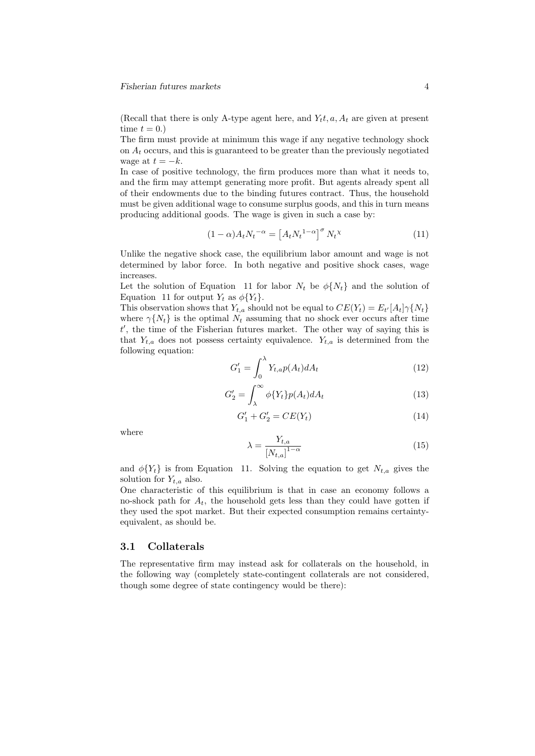(Recall that there is only A-type agent here, and $Y_t t, a, A_t$ are given at present time $t = 0$.)
The firm must provide at minimum this wage if any negative technology shock on $A_t$ occurs, and this is guaranteed to be greater than the previously negotiated wage at $t = -k$.
In case of positive technology, the firm produces more than what it needs to, and the firm may attempt generating more profit. But agents already spent all of their endowments due to the binding futures contract. Thus, the household must be given additional wage to consume surplus goods, and this in turn means producing additional goods. The wage is given in such a case by:

$$(1-\alpha)A_t {N_t}^{-\alpha} = \left[A_t {N_t}^{1-\alpha}\right]^{\sigma} {N_t}^{\chi} \tag{11}$$

Unlike the negative shock case, the equilibrium labor amount and wage is not determined by labor force. In both negative and positive shock cases, wage increases.
Let the solution of Equation 11 for labor $N_t$ be $\phi\{N_t\}$ and the solution of Equation 11 for output $Y_t$ as $\phi\{Y_t\}$.
This observation shows that $Y_{t,a}$ should not be equal to $CE(Y_t) = E_{t'}[A_t]\gamma\{N_t\}$ where $\gamma\{N_t\}$ is the optimal $N_t$ assuming that no shock ever occurs after time $t'$, the time of the Fisherian futures market. The other way of saying this is that $Y_{t,a}$ does not possess certainty equivalence. $Y_{t,a}$ is determined from the following equation:

$$G'_1 = \int_0^{\lambda} Y_{t,a} p(A_t) dA_t \tag{12}$$

$$G'_2 = \int_{\lambda}^{\infty} \phi\{Y_t\} p(A_t) dA_t \tag{13}$$

$$G'_1 + G'_2 = CE(Y_t) \tag{14}$$

where

$$\lambda = \frac{Y_{t,a}}{\left[N_{t,a}\right]^{1-\alpha}} \tag{15}$$

and $\phi\{Y_t\}$ is from Equation 11. Solving the equation to get $N_{t,a}$ gives the solution for $Y_{t,a}$ also.
One characteristic of this equilibrium is that in case an economy follows a no-shock path for $A_t$, the household gets less than they could have gotten if they used the spot market. But their expected consumption remains certainty-equivalent, as should be.

### 3.1 Collaterals

The representative firm may instead ask for collaterals on the household, in the following way (completely state-contingent collaterals are not considered, though some degree of state contingency would be there):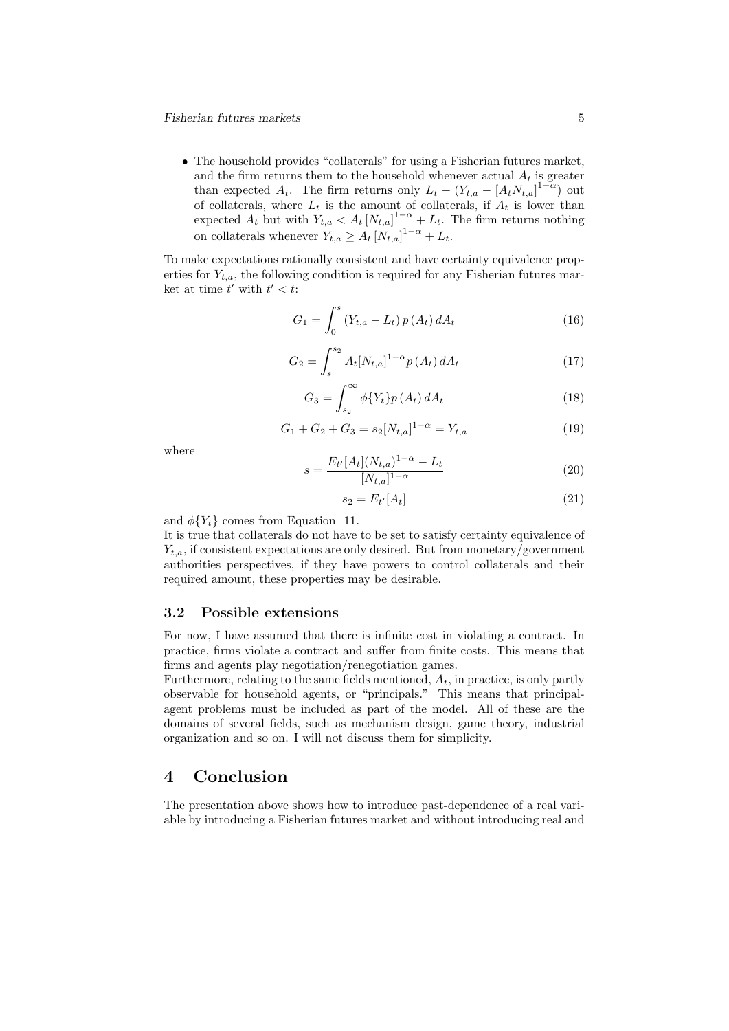- The household provides "collaterals" for using a Fisherian futures market, and the firm returns them to the household whenever actual $A_t$ is greater than expected $A_t$. The firm returns only $L_t - (Y_{t,a} - [A_t N_{t,a}]^{1-\alpha})$ out of collaterals, where $L_t$ is the amount of collaterals, if $A_t$ is lower than expected $A_t$ but with $Y_{t,a} < A_t [N_{t,a}]^{1-\alpha} + L_t$. The firm returns nothing on collaterals whenever $Y_{t,a} \geq A_t [N_{t,a}]^{1-\alpha} + L_t$.

To make expectations rationally consistent and have certainty equivalence properties for $Y_{t,a}$, the following condition is required for any Fisherian futures market at time $t'$ with $t' < t$:

$$G_1 = \int_0^s (Y_{t,a} - L_t)\, p(A_t)\, dA_t \tag{16}$$

$$G_2 = \int_s^{s_2} A_t [N_{t,a}]^{1-\alpha} p(A_t)\, dA_t \tag{17}$$

$$G_3 = \int_{s_2}^{\infty} \phi\{Y_t\} p(A_t)\, dA_t \tag{18}$$

$$G_1 + G_2 + G_3 = s_2 [N_{t,a}]^{1-\alpha} = Y_{t,a} \tag{19}$$

where

$$s = \frac{E_{t'}[A_t](N_{t,a})^{1-\alpha} - L_t}{[N_{t,a}]^{1-\alpha}} \tag{20}$$

$$s_2 = E_{t'}[A_t] \tag{21}$$

and $\phi\{Y_t\}$ comes from Equation 11.

It is true that collaterals do not have to be set to satisfy certainty equivalence of $Y_{t,a}$, if consistent expectations are only desired. But from monetary/government authorities perspectives, if they have powers to control collaterals and their required amount, these properties may be desirable.

### 3.2 Possible extensions

For now, I have assumed that there is infinite cost in violating a contract. In practice, firms violate a contract and suffer from finite costs. This means that firms and agents play negotiation/renegotiation games.

Furthermore, relating to the same fields mentioned, $A_t$, in practice, is only partly observable for household agents, or "principals." This means that principal-agent problems must be included as part of the model. All of these are the domains of several fields, such as mechanism design, game theory, industrial organization and so on. I will not discuss them for simplicity.

## 4 Conclusion

The presentation above shows how to introduce past-dependence of a real variable by introducing a Fisherian futures market and without introducing real and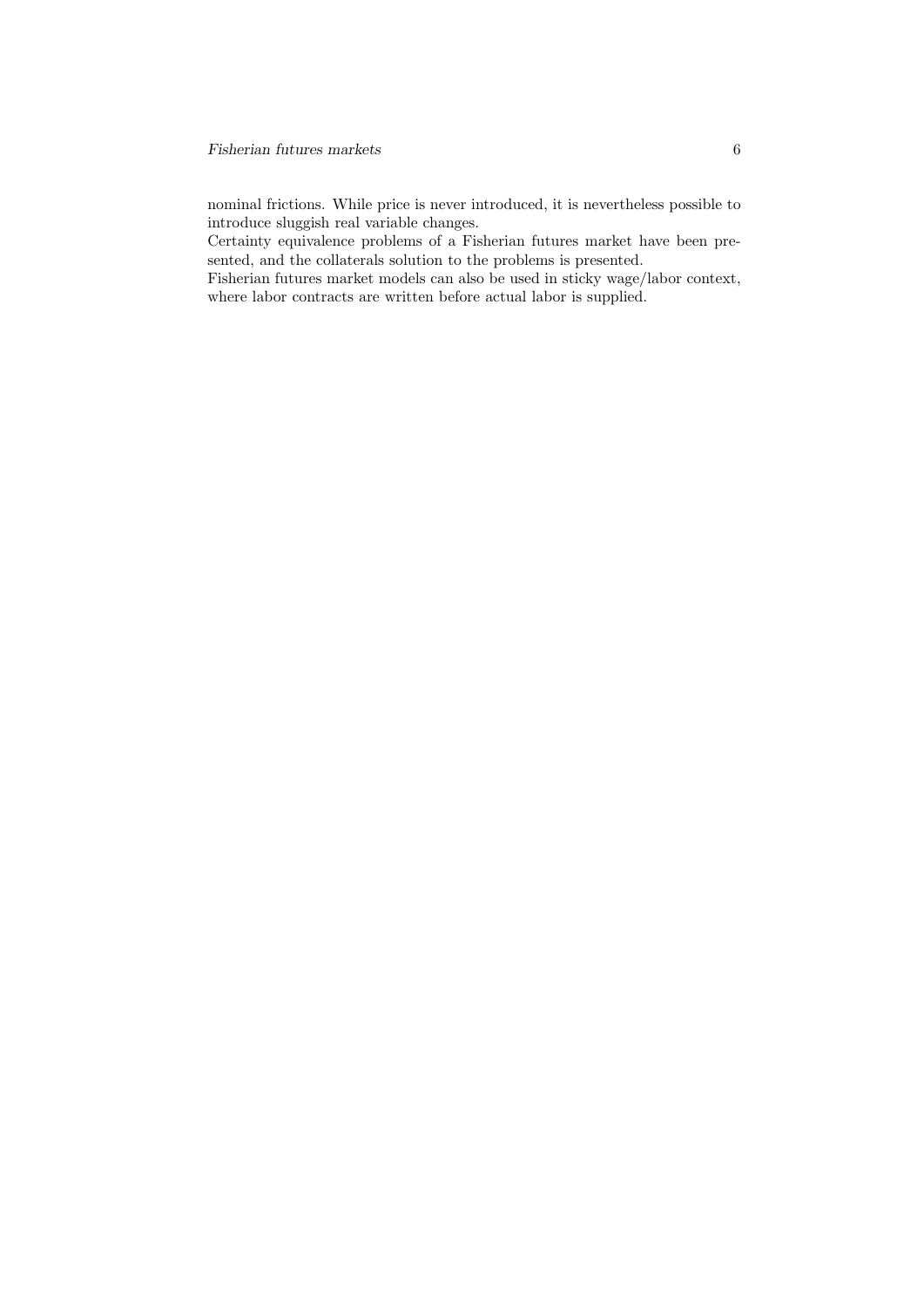nominal frictions. While price is never introduced, it is nevertheless possible to introduce sluggish real variable changes.

Certainty equivalence problems of a Fisherian futures market have been presented, and the collaterals solution to the problems is presented.

Fisherian futures market models can also be used in sticky wage/labor context, where labor contracts are written before actual labor is supplied.